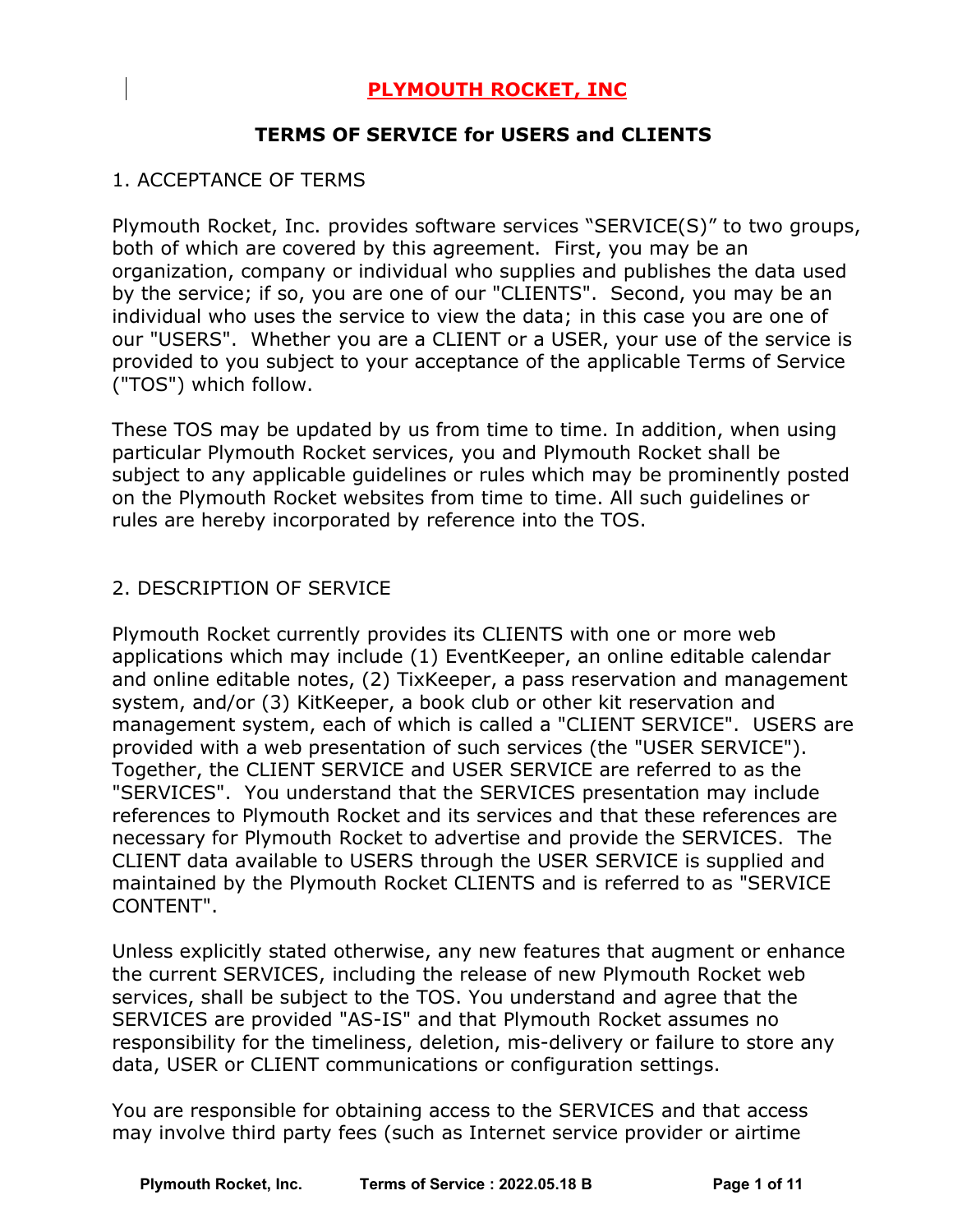# PLYMOUTH ROCKET, INC

## TERMS OF SERVICE for USERS and CLIENTS

### 1. ACCEPTANCE OF TERMS

Plymouth Rocket, Inc. provides software services “SERVICE(S)” to two groups, both of which are covered by this agreement. First, you may be an organization, company or individual who supplies and publishes the data used by the service; if so, you are one of our "CLIENTS". Second, you may be an individual who uses the service to view the data; in this case you are one of our "USERS". Whether you are a CLIENT or a USER, your use of the service is provided to you subject to your acceptance of the applicable Terms of Service ("TOS") which follow.

These TOS may be updated by us from time to time. In addition, when using particular Plymouth Rocket services, you and Plymouth Rocket shall be subject to any applicable guidelines or rules which may be prominently posted on the Plymouth Rocket websites from time to time. All such guidelines or rules are hereby incorporated by reference into the TOS.

### 2. DESCRIPTION OF SERVICE

Plymouth Rocket currently provides its CLIENTS with one or more web applications which may include (1) EventKeeper, an online editable calendar and online editable notes, (2) TixKeeper, a pass reservation and management system, and/or (3) KitKeeper, a book club or other kit reservation and management system, each of which is called a "CLIENT SERVICE". USERS are provided with a web presentation of such services (the "USER SERVICE"). Together, the CLIENT SERVICE and USER SERVICE are referred to as the "SERVICES". You understand that the SERVICES presentation may include references to Plymouth Rocket and its services and that these references are necessary for Plymouth Rocket to advertise and provide the SERVICES. The CLIENT data available to USERS through the USER SERVICE is supplied and maintained by the Plymouth Rocket CLIENTS and is referred to as "SERVICE CONTENT".

Unless explicitly stated otherwise, any new features that augment or enhance the current SERVICES, including the release of new Plymouth Rocket web services, shall be subject to the TOS. You understand and agree that the SERVICES are provided "AS-IS" and that Plymouth Rocket assumes no responsibility for the timeliness, deletion, mis-delivery or failure to store any data, USER or CLIENT communications or configuration settings.

You are responsible for obtaining access to the SERVICES and that access may involve third party fees (such as Internet service provider or airtime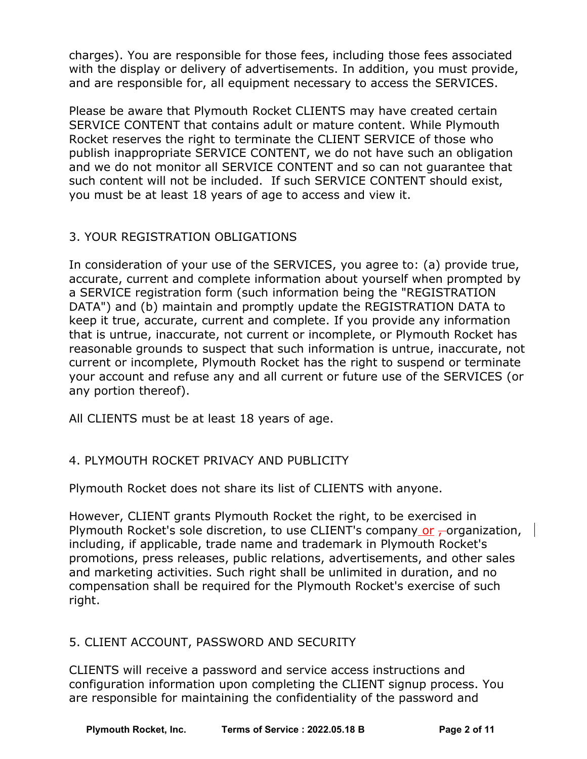charges). You are responsible for those fees, including those fees associated with the display or delivery of advertisements. In addition, you must provide, and are responsible for, all equipment necessary to access the SERVICES.

Please be aware that Plymouth Rocket CLIENTS may have created certain SERVICE CONTENT that contains adult or mature content. While Plymouth Rocket reserves the right to terminate the CLIENT SERVICE of those who publish inappropriate SERVICE CONTENT, we do not have such an obligation and we do not monitor all SERVICE CONTENT and so can not guarantee that such content will not be included. If such SERVICE CONTENT should exist, you must be at least 18 years of age to access and view it.

## 3. YOUR REGISTRATION OBLIGATIONS

In consideration of your use of the SERVICES, you agree to: (a) provide true, accurate, current and complete information about yourself when prompted by a SERVICE registration form (such information being the "REGISTRATION DATA") and (b) maintain and promptly update the REGISTRATION DATA to keep it true, accurate, current and complete. If you provide any information that is untrue, inaccurate, not current or incomplete, or Plymouth Rocket has reasonable grounds to suspect that such information is untrue, inaccurate, not current or incomplete, Plymouth Rocket has the right to suspend or terminate your account and refuse any and all current or future use of the SERVICES (or any portion thereof).

All CLIENTS must be at least 18 years of age.

## 4. PLYMOUTH ROCKET PRIVACY AND PUBLICITY

Plymouth Rocket does not share its list of CLIENTS with anyone.

However, CLIENT grants Plymouth Rocket the right, to be exercised in Plymouth Rocket's sole discretion, to use CLIENT's company or organization, including, if applicable, trade name and trademark in Plymouth Rocket's promotions, press releases, public relations, advertisements, and other sales and marketing activities. Such right shall be unlimited in duration, and no compensation shall be required for the Plymouth Rocket's exercise of such right.

## 5. CLIENT ACCOUNT, PASSWORD AND SECURITY

CLIENTS will receive a password and service access instructions and configuration information upon completing the CLIENT signup process. You are responsible for maintaining the confidentiality of the password and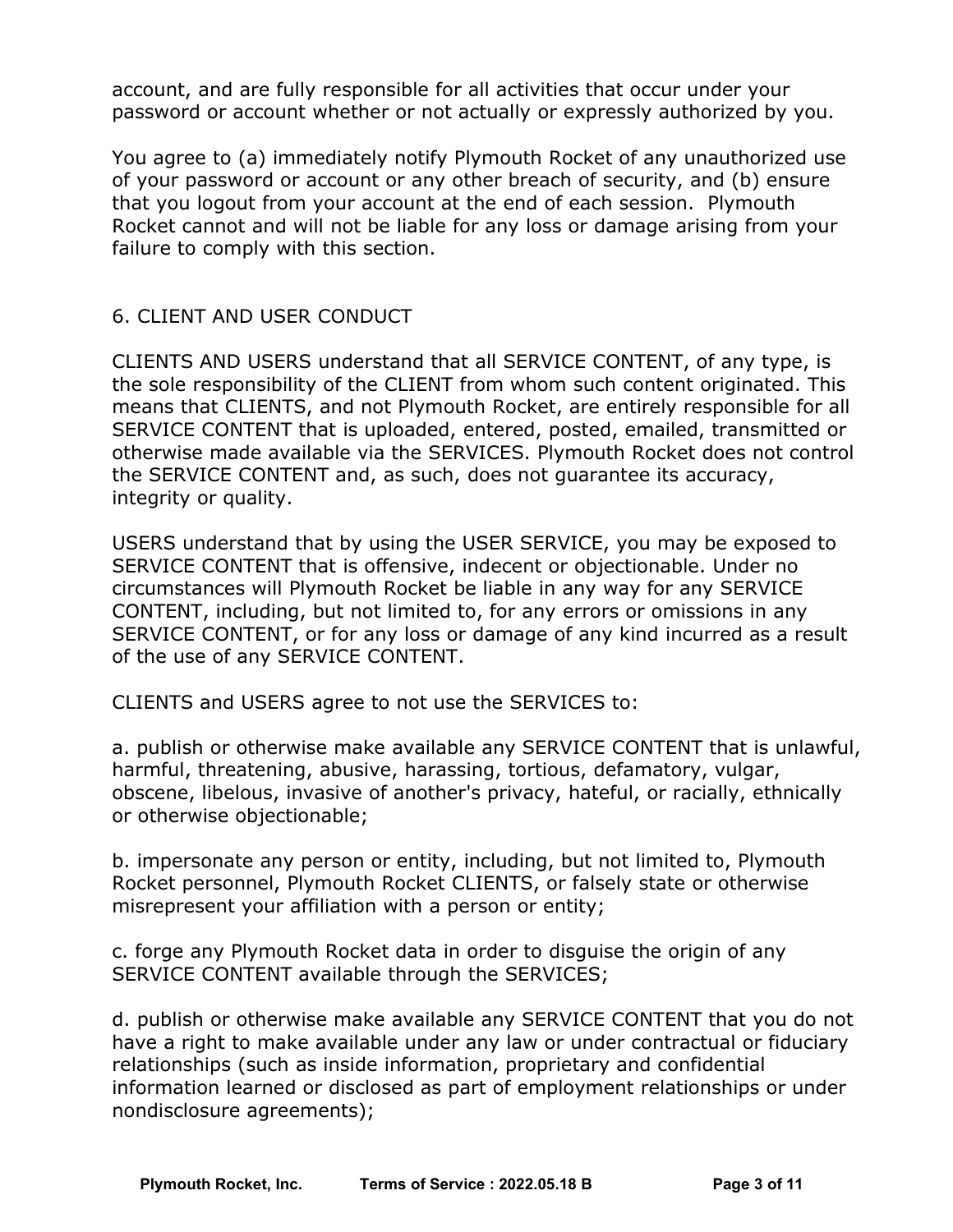account, and are fully responsible for all activities that occur under your password or account whether or not actually or expressly authorized by you.

You agree to (a) immediately notify Plymouth Rocket of any unauthorized use of your password or account or any other breach of security, and (b) ensure that you logout from your account at the end of each session. Plymouth Rocket cannot and will not be liable for any loss or damage arising from your failure to comply with this section.

## 6. CLIENT AND USER CONDUCT

CLIENTS AND USERS understand that all SERVICE CONTENT, of any type, is the sole responsibility of the CLIENT from whom such content originated. This means that CLIENTS, and not Plymouth Rocket, are entirely responsible for all SERVICE CONTENT that is uploaded, entered, posted, emailed, transmitted or otherwise made available via the SERVICES. Plymouth Rocket does not control the SERVICE CONTENT and, as such, does not guarantee its accuracy, integrity or quality.

USERS understand that by using the USER SERVICE, you may be exposed to SERVICE CONTENT that is offensive, indecent or objectionable. Under no circumstances will Plymouth Rocket be liable in any way for any SERVICE CONTENT, including, but not limited to, for any errors or omissions in any SERVICE CONTENT, or for any loss or damage of any kind incurred as a result of the use of any SERVICE CONTENT.

CLIENTS and USERS agree to not use the SERVICES to:

a. publish or otherwise make available any SERVICE CONTENT that is unlawful, harmful, threatening, abusive, harassing, tortious, defamatory, vulgar, obscene, libelous, invasive of another's privacy, hateful, or racially, ethnically or otherwise objectionable;

b. impersonate any person or entity, including, but not limited to, Plymouth Rocket personnel, Plymouth Rocket CLIENTS, or falsely state or otherwise misrepresent your affiliation with a person or entity;

c. forge any Plymouth Rocket data in order to disguise the origin of any SERVICE CONTENT available through the SERVICES;

d. publish or otherwise make available any SERVICE CONTENT that you do not have a right to make available under any law or under contractual or fiduciary relationships (such as inside information, proprietary and confidential information learned or disclosed as part of employment relationships or under nondisclosure agreements);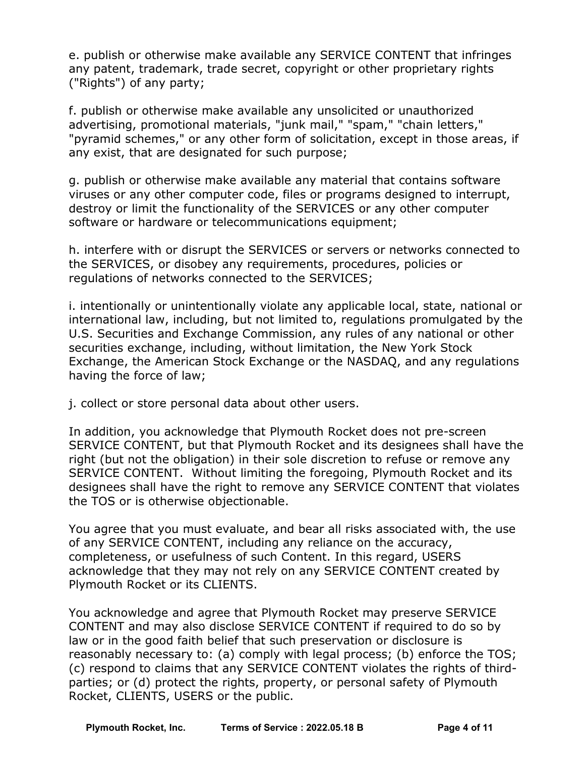e. publish or otherwise make available any SERVICE CONTENT that infringes any patent, trademark, trade secret, copyright or other proprietary rights ("Rights") of any party;

f. publish or otherwise make available any unsolicited or unauthorized advertising, promotional materials, "junk mail," "spam," "chain letters," "pyramid schemes," or any other form of solicitation, except in those areas, if any exist, that are designated for such purpose;

g. publish or otherwise make available any material that contains software viruses or any other computer code, files or programs designed to interrupt, destroy or limit the functionality of the SERVICES or any other computer software or hardware or telecommunications equipment;

h. interfere with or disrupt the SERVICES or servers or networks connected to the SERVICES, or disobey any requirements, procedures, policies or regulations of networks connected to the SERVICES;

i. intentionally or unintentionally violate any applicable local, state, national or international law, including, but not limited to, regulations promulgated by the U.S. Securities and Exchange Commission, any rules of any national or other securities exchange, including, without limitation, the New York Stock Exchange, the American Stock Exchange or the NASDAQ, and any regulations having the force of law;

j. collect or store personal data about other users.

In addition, you acknowledge that Plymouth Rocket does not pre-screen SERVICE CONTENT, but that Plymouth Rocket and its designees shall have the right (but not the obligation) in their sole discretion to refuse or remove any SERVICE CONTENT. Without limiting the foregoing, Plymouth Rocket and its designees shall have the right to remove any SERVICE CONTENT that violates the TOS or is otherwise objectionable.

You agree that you must evaluate, and bear all risks associated with, the use of any SERVICE CONTENT, including any reliance on the accuracy, completeness, or usefulness of such Content. In this regard, USERS acknowledge that they may not rely on any SERVICE CONTENT created by Plymouth Rocket or its CLIENTS.

You acknowledge and agree that Plymouth Rocket may preserve SERVICE CONTENT and may also disclose SERVICE CONTENT if required to do so by law or in the good faith belief that such preservation or disclosure is reasonably necessary to: (a) comply with legal process; (b) enforce the TOS; (c) respond to claims that any SERVICE CONTENT violates the rights of third-parties; or (d) protect the rights, property, or personal safety of Plymouth Rocket, CLIENTS, USERS or the public.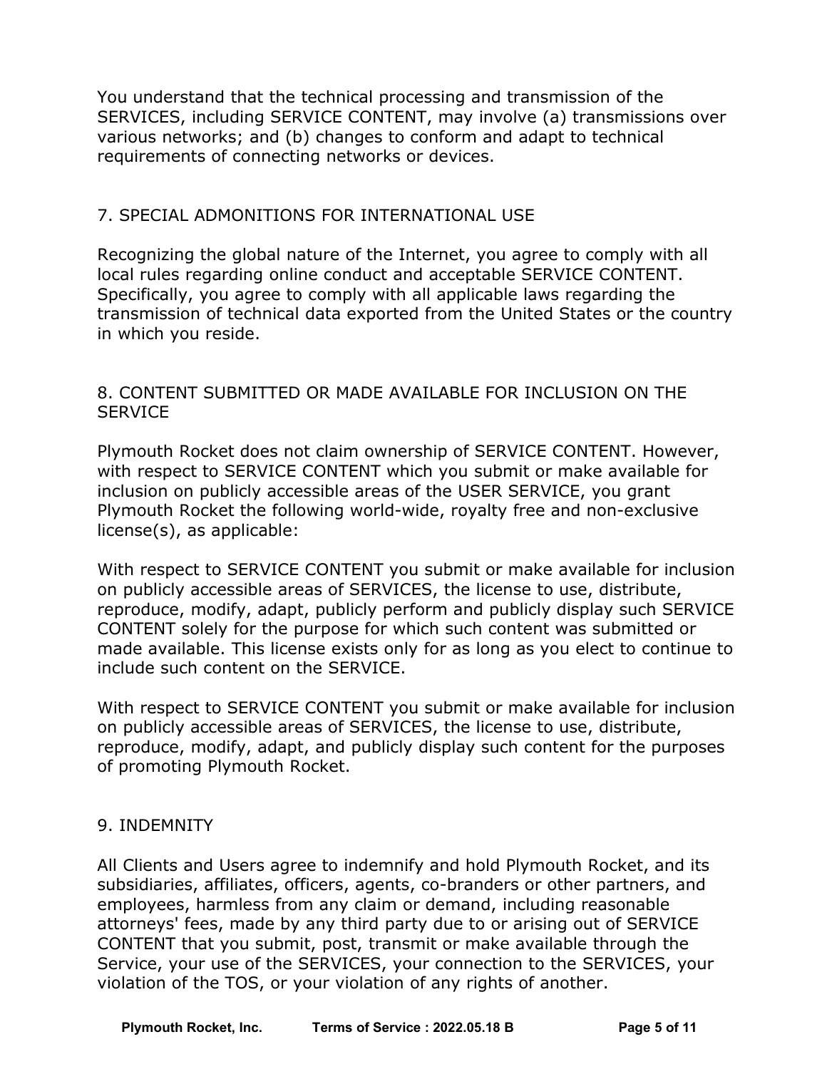You understand that the technical processing and transmission of the SERVICES, including SERVICE CONTENT, may involve (a) transmissions over various networks; and (b) changes to conform and adapt to technical requirements of connecting networks or devices.

## 7. SPECIAL ADMONITIONS FOR INTERNATIONAL USE

Recognizing the global nature of the Internet, you agree to comply with all local rules regarding online conduct and acceptable SERVICE CONTENT. Specifically, you agree to comply with all applicable laws regarding the transmission of technical data exported from the United States or the country in which you reside.

## 8. CONTENT SUBMITTED OR MADE AVAILABLE FOR INCLUSION ON THE SERVICE

Plymouth Rocket does not claim ownership of SERVICE CONTENT. However, with respect to SERVICE CONTENT which you submit or make available for inclusion on publicly accessible areas of the USER SERVICE, you grant Plymouth Rocket the following world-wide, royalty free and non-exclusive license(s), as applicable:

With respect to SERVICE CONTENT you submit or make available for inclusion on publicly accessible areas of SERVICES, the license to use, distribute, reproduce, modify, adapt, publicly perform and publicly display such SERVICE CONTENT solely for the purpose for which such content was submitted or made available. This license exists only for as long as you elect to continue to include such content on the SERVICE.

With respect to SERVICE CONTENT you submit or make available for inclusion on publicly accessible areas of SERVICES, the license to use, distribute, reproduce, modify, adapt, and publicly display such content for the purposes of promoting Plymouth Rocket.

## 9. INDEMNITY

All Clients and Users agree to indemnify and hold Plymouth Rocket, and its subsidiaries, affiliates, officers, agents, co-branders or other partners, and employees, harmless from any claim or demand, including reasonable attorneys' fees, made by any third party due to or arising out of SERVICE CONTENT that you submit, post, transmit or make available through the Service, your use of the SERVICES, your connection to the SERVICES, your violation of the TOS, or your violation of any rights of another.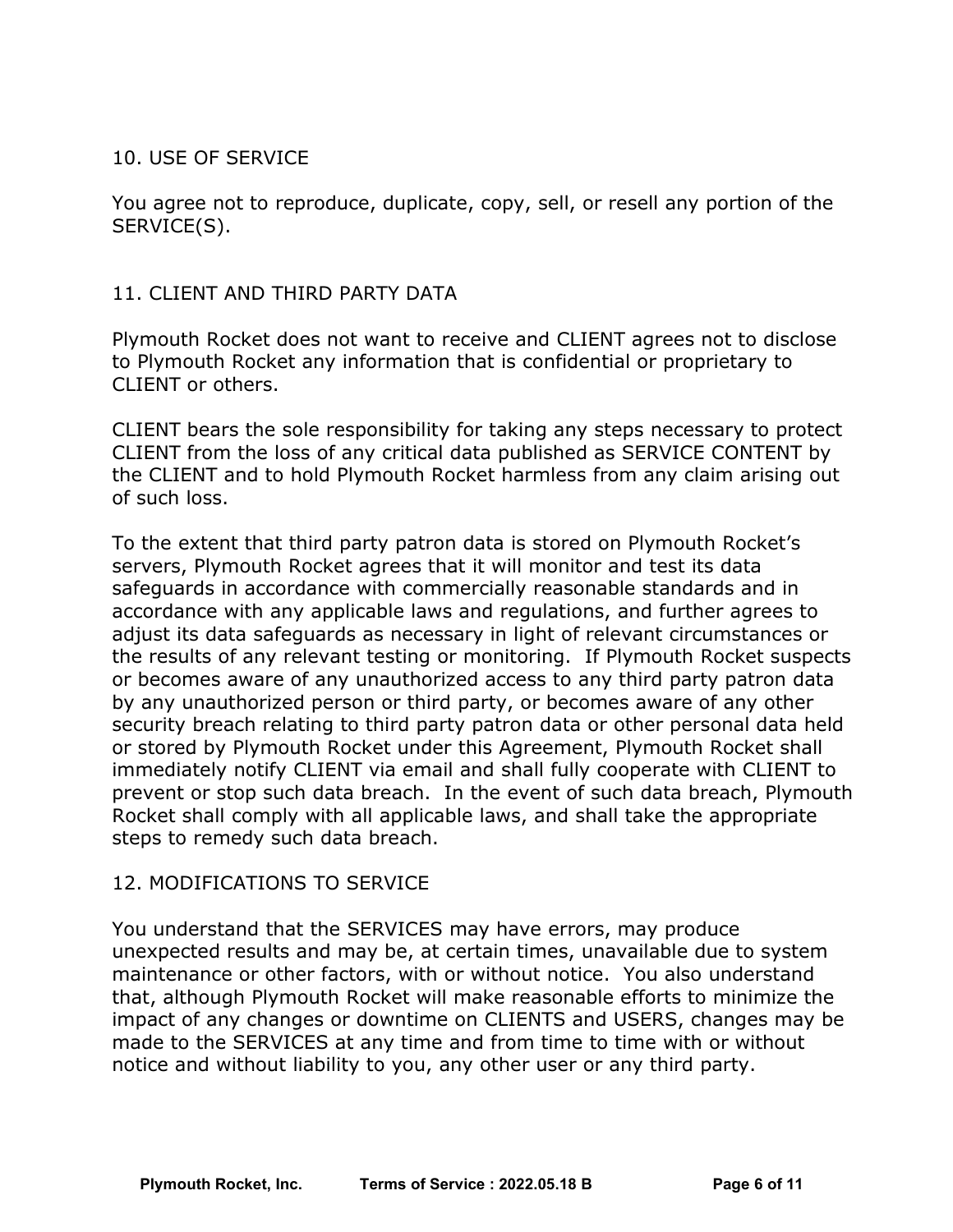## 10. USE OF SERVICE

You agree not to reproduce, duplicate, copy, sell, or resell any portion of the SERVICE(S).

## 11. CLIENT AND THIRD PARTY DATA

Plymouth Rocket does not want to receive and CLIENT agrees not to disclose to Plymouth Rocket any information that is confidential or proprietary to CLIENT or others.

CLIENT bears the sole responsibility for taking any steps necessary to protect CLIENT from the loss of any critical data published as SERVICE CONTENT by the CLIENT and to hold Plymouth Rocket harmless from any claim arising out of such loss.

To the extent that third party patron data is stored on Plymouth Rocket's servers, Plymouth Rocket agrees that it will monitor and test its data safeguards in accordance with commercially reasonable standards and in accordance with any applicable laws and regulations, and further agrees to adjust its data safeguards as necessary in light of relevant circumstances or the results of any relevant testing or monitoring. If Plymouth Rocket suspects or becomes aware of any unauthorized access to any third party patron data by any unauthorized person or third party, or becomes aware of any other security breach relating to third party patron data or other personal data held or stored by Plymouth Rocket under this Agreement, Plymouth Rocket shall immediately notify CLIENT via email and shall fully cooperate with CLIENT to prevent or stop such data breach. In the event of such data breach, Plymouth Rocket shall comply with all applicable laws, and shall take the appropriate steps to remedy such data breach.

## 12. MODIFICATIONS TO SERVICE

You understand that the SERVICES may have errors, may produce unexpected results and may be, at certain times, unavailable due to system maintenance or other factors, with or without notice. You also understand that, although Plymouth Rocket will make reasonable efforts to minimize the impact of any changes or downtime on CLIENTS and USERS, changes may be made to the SERVICES at any time and from time to time with or without notice and without liability to you, any other user or any third party.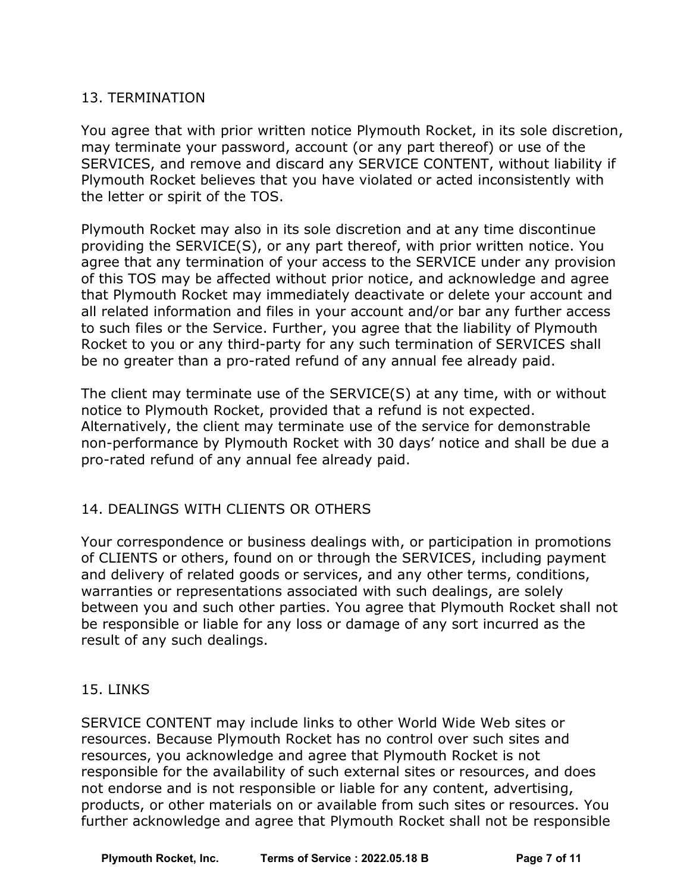## 13. TERMINATION

You agree that with prior written notice Plymouth Rocket, in its sole discretion, may terminate your password, account (or any part thereof) or use of the SERVICES, and remove and discard any SERVICE CONTENT, without liability if Plymouth Rocket believes that you have violated or acted inconsistently with the letter or spirit of the TOS.

Plymouth Rocket may also in its sole discretion and at any time discontinue providing the SERVICE(S), or any part thereof, with prior written notice. You agree that any termination of your access to the SERVICE under any provision of this TOS may be affected without prior notice, and acknowledge and agree that Plymouth Rocket may immediately deactivate or delete your account and all related information and files in your account and/or bar any further access to such files or the Service. Further, you agree that the liability of Plymouth Rocket to you or any third-party for any such termination of SERVICES shall be no greater than a pro-rated refund of any annual fee already paid.

The client may terminate use of the SERVICE(S) at any time, with or without notice to Plymouth Rocket, provided that a refund is not expected. Alternatively, the client may terminate use of the service for demonstrable non-performance by Plymouth Rocket with 30 days' notice and shall be due a pro-rated refund of any annual fee already paid.

## 14. DEALINGS WITH CLIENTS OR OTHERS

Your correspondence or business dealings with, or participation in promotions of CLIENTS or others, found on or through the SERVICES, including payment and delivery of related goods or services, and any other terms, conditions, warranties or representations associated with such dealings, are solely between you and such other parties. You agree that Plymouth Rocket shall not be responsible or liable for any loss or damage of any sort incurred as the result of any such dealings.

## 15. LINKS

SERVICE CONTENT may include links to other World Wide Web sites or resources. Because Plymouth Rocket has no control over such sites and resources, you acknowledge and agree that Plymouth Rocket is not responsible for the availability of such external sites or resources, and does not endorse and is not responsible or liable for any content, advertising, products, or other materials on or available from such sites or resources. You further acknowledge and agree that Plymouth Rocket shall not be responsible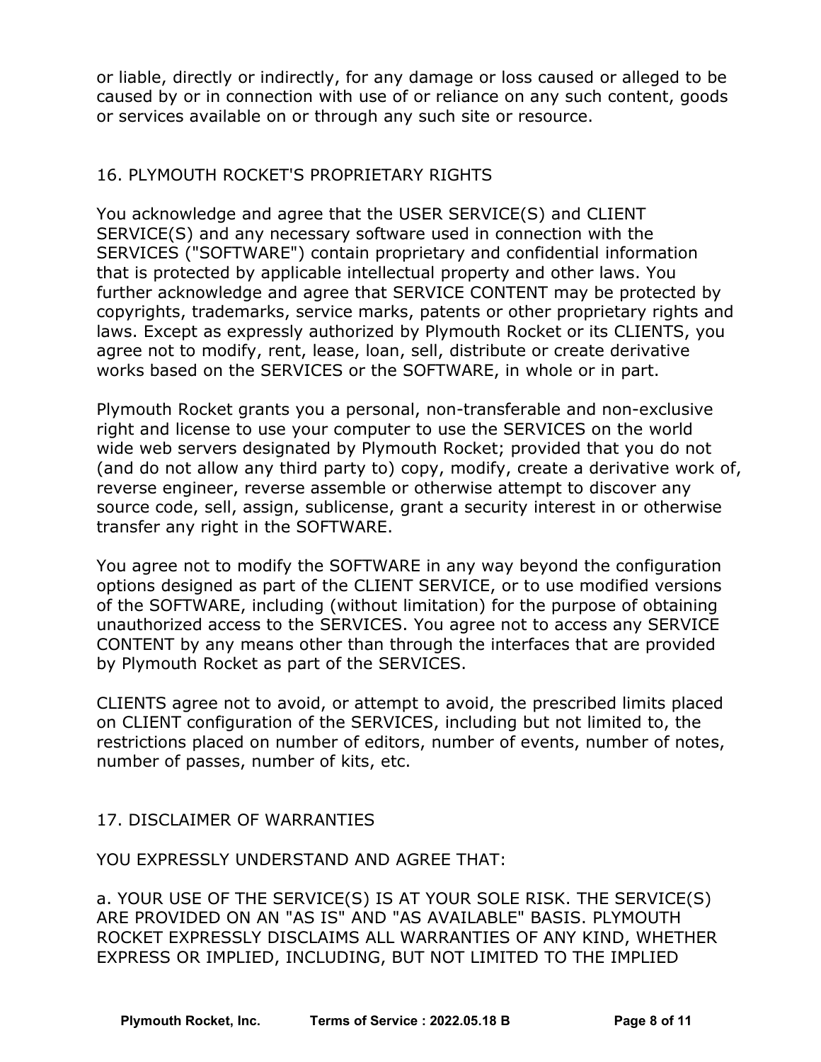or liable, directly or indirectly, for any damage or loss caused or alleged to be caused by or in connection with use of or reliance on any such content, goods or services available on or through any such site or resource.

## 16. PLYMOUTH ROCKET'S PROPRIETARY RIGHTS

You acknowledge and agree that the USER SERVICE(S) and CLIENT SERVICE(S) and any necessary software used in connection with the SERVICES ("SOFTWARE") contain proprietary and confidential information that is protected by applicable intellectual property and other laws. You further acknowledge and agree that SERVICE CONTENT may be protected by copyrights, trademarks, service marks, patents or other proprietary rights and laws. Except as expressly authorized by Plymouth Rocket or its CLIENTS, you agree not to modify, rent, lease, loan, sell, distribute or create derivative works based on the SERVICES or the SOFTWARE, in whole or in part.

Plymouth Rocket grants you a personal, non-transferable and non-exclusive right and license to use your computer to use the SERVICES on the world wide web servers designated by Plymouth Rocket; provided that you do not (and do not allow any third party to) copy, modify, create a derivative work of, reverse engineer, reverse assemble or otherwise attempt to discover any source code, sell, assign, sublicense, grant a security interest in or otherwise transfer any right in the SOFTWARE.

You agree not to modify the SOFTWARE in any way beyond the configuration options designed as part of the CLIENT SERVICE, or to use modified versions of the SOFTWARE, including (without limitation) for the purpose of obtaining unauthorized access to the SERVICES. You agree not to access any SERVICE CONTENT by any means other than through the interfaces that are provided by Plymouth Rocket as part of the SERVICES.

CLIENTS agree not to avoid, or attempt to avoid, the prescribed limits placed on CLIENT configuration of the SERVICES, including but not limited to, the restrictions placed on number of editors, number of events, number of notes, number of passes, number of kits, etc.

## 17. DISCLAIMER OF WARRANTIES

YOU EXPRESSLY UNDERSTAND AND AGREE THAT:

a. YOUR USE OF THE SERVICE(S) IS AT YOUR SOLE RISK. THE SERVICE(S) ARE PROVIDED ON AN "AS IS" AND "AS AVAILABLE" BASIS. PLYMOUTH ROCKET EXPRESSLY DISCLAIMS ALL WARRANTIES OF ANY KIND, WHETHER EXPRESS OR IMPLIED, INCLUDING, BUT NOT LIMITED TO THE IMPLIED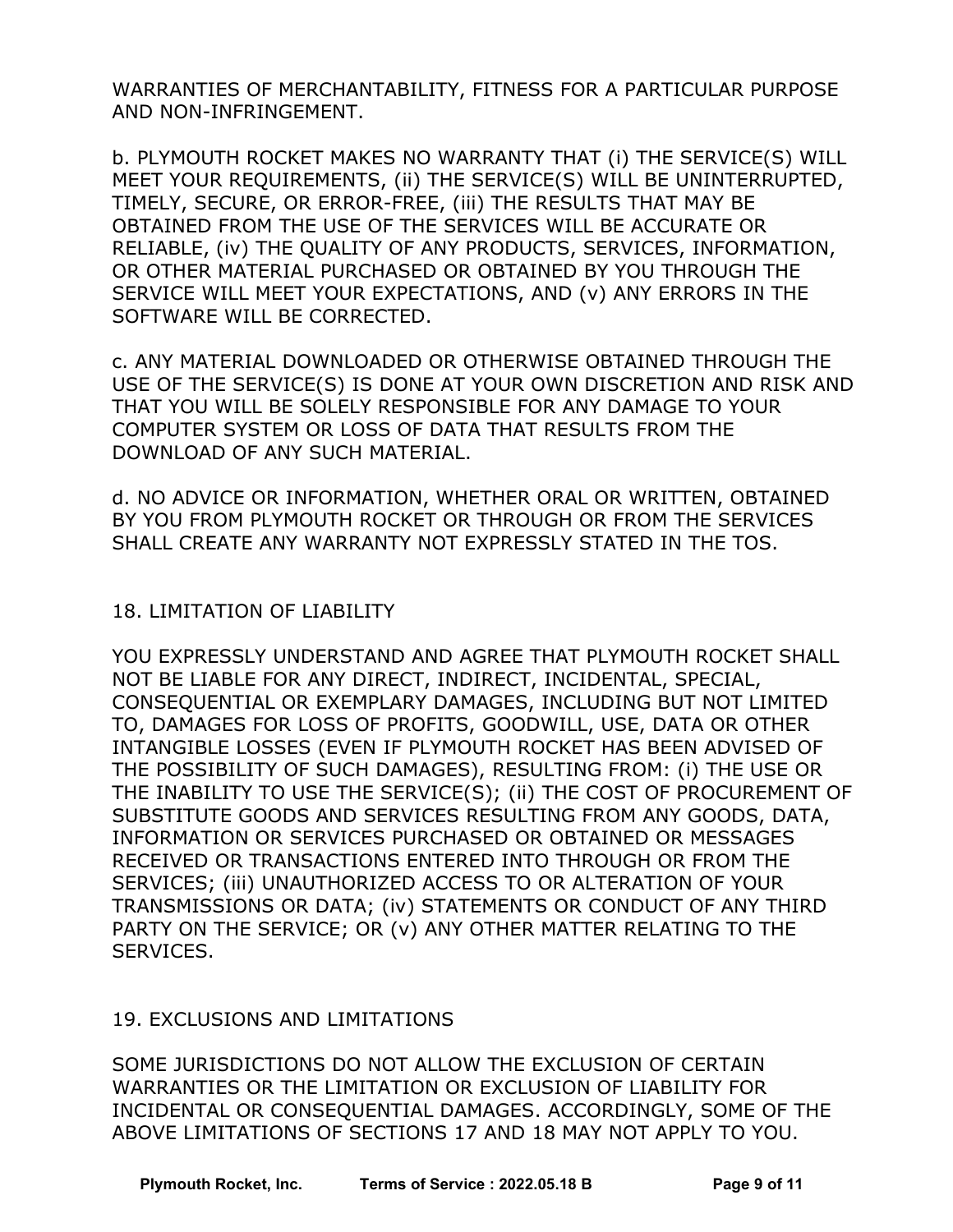WARRANTIES OF MERCHANTABILITY, FITNESS FOR A PARTICULAR PURPOSE AND NON-INFRINGEMENT.

b. PLYMOUTH ROCKET MAKES NO WARRANTY THAT (i) THE SERVICE(S) WILL MEET YOUR REQUIREMENTS, (ii) THE SERVICE(S) WILL BE UNINTERRUPTED, TIMELY, SECURE, OR ERROR-FREE, (iii) THE RESULTS THAT MAY BE OBTAINED FROM THE USE OF THE SERVICES WILL BE ACCURATE OR RELIABLE, (iv) THE QUALITY OF ANY PRODUCTS, SERVICES, INFORMATION, OR OTHER MATERIAL PURCHASED OR OBTAINED BY YOU THROUGH THE SERVICE WILL MEET YOUR EXPECTATIONS, AND (v) ANY ERRORS IN THE SOFTWARE WILL BE CORRECTED.

c. ANY MATERIAL DOWNLOADED OR OTHERWISE OBTAINED THROUGH THE USE OF THE SERVICE(S) IS DONE AT YOUR OWN DISCRETION AND RISK AND THAT YOU WILL BE SOLELY RESPONSIBLE FOR ANY DAMAGE TO YOUR COMPUTER SYSTEM OR LOSS OF DATA THAT RESULTS FROM THE DOWNLOAD OF ANY SUCH MATERIAL.

d. NO ADVICE OR INFORMATION, WHETHER ORAL OR WRITTEN, OBTAINED BY YOU FROM PLYMOUTH ROCKET OR THROUGH OR FROM THE SERVICES SHALL CREATE ANY WARRANTY NOT EXPRESSLY STATED IN THE TOS.

## 18. LIMITATION OF LIABILITY

YOU EXPRESSLY UNDERSTAND AND AGREE THAT PLYMOUTH ROCKET SHALL NOT BE LIABLE FOR ANY DIRECT, INDIRECT, INCIDENTAL, SPECIAL, CONSEQUENTIAL OR EXEMPLARY DAMAGES, INCLUDING BUT NOT LIMITED TO, DAMAGES FOR LOSS OF PROFITS, GOODWILL, USE, DATA OR OTHER INTANGIBLE LOSSES (EVEN IF PLYMOUTH ROCKET HAS BEEN ADVISED OF THE POSSIBILITY OF SUCH DAMAGES), RESULTING FROM: (i) THE USE OR THE INABILITY TO USE THE SERVICE(S); (ii) THE COST OF PROCUREMENT OF SUBSTITUTE GOODS AND SERVICES RESULTING FROM ANY GOODS, DATA, INFORMATION OR SERVICES PURCHASED OR OBTAINED OR MESSAGES RECEIVED OR TRANSACTIONS ENTERED INTO THROUGH OR FROM THE SERVICES; (iii) UNAUTHORIZED ACCESS TO OR ALTERATION OF YOUR TRANSMISSIONS OR DATA; (iv) STATEMENTS OR CONDUCT OF ANY THIRD PARTY ON THE SERVICE; OR (v) ANY OTHER MATTER RELATING TO THE SERVICES.

## 19. EXCLUSIONS AND LIMITATIONS

SOME JURISDICTIONS DO NOT ALLOW THE EXCLUSION OF CERTAIN WARRANTIES OR THE LIMITATION OR EXCLUSION OF LIABILITY FOR INCIDENTAL OR CONSEQUENTIAL DAMAGES. ACCORDINGLY, SOME OF THE ABOVE LIMITATIONS OF SECTIONS 17 AND 18 MAY NOT APPLY TO YOU.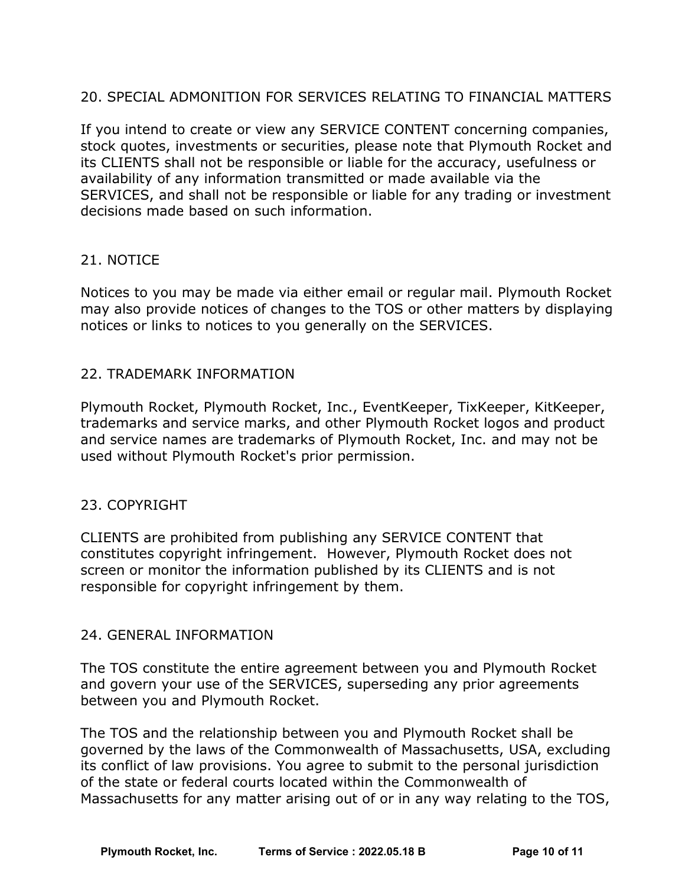## 20. SPECIAL ADMONITION FOR SERVICES RELATING TO FINANCIAL MATTERS

If you intend to create or view any SERVICE CONTENT concerning companies, stock quotes, investments or securities, please note that Plymouth Rocket and its CLIENTS shall not be responsible or liable for the accuracy, usefulness or availability of any information transmitted or made available via the SERVICES, and shall not be responsible or liable for any trading or investment decisions made based on such information.

## 21. NOTICE

Notices to you may be made via either email or regular mail. Plymouth Rocket may also provide notices of changes to the TOS or other matters by displaying notices or links to notices to you generally on the SERVICES.

## 22. TRADEMARK INFORMATION

Plymouth Rocket, Plymouth Rocket, Inc., EventKeeper, TixKeeper, KitKeeper, trademarks and service marks, and other Plymouth Rocket logos and product and service names are trademarks of Plymouth Rocket, Inc. and may not be used without Plymouth Rocket's prior permission.

## 23. COPYRIGHT

CLIENTS are prohibited from publishing any SERVICE CONTENT that constitutes copyright infringement. However, Plymouth Rocket does not screen or monitor the information published by its CLIENTS and is not responsible for copyright infringement by them.

## 24. GENERAL INFORMATION

The TOS constitute the entire agreement between you and Plymouth Rocket and govern your use of the SERVICES, superseding any prior agreements between you and Plymouth Rocket.

The TOS and the relationship between you and Plymouth Rocket shall be governed by the laws of the Commonwealth of Massachusetts, USA, excluding its conflict of law provisions. You agree to submit to the personal jurisdiction of the state or federal courts located within the Commonwealth of Massachusetts for any matter arising out of or in any way relating to the TOS,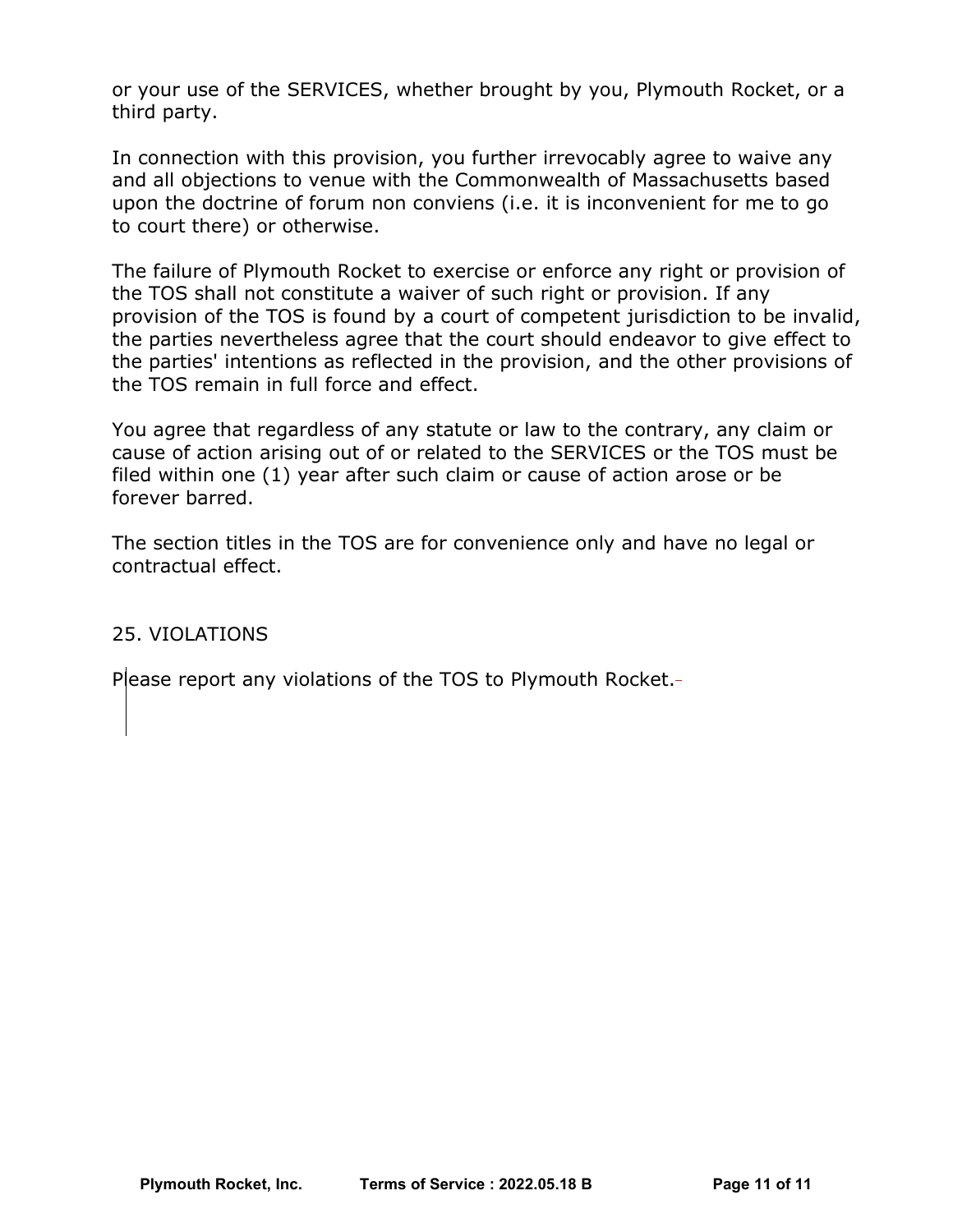or your use of the SERVICES, whether brought by you, Plymouth Rocket, or a third party.

In connection with this provision, you further irrevocably agree to waive any and all objections to venue with the Commonwealth of Massachusetts based upon the doctrine of forum non conviens (i.e. it is inconvenient for me to go to court there) or otherwise.

The failure of Plymouth Rocket to exercise or enforce any right or provision of the TOS shall not constitute a waiver of such right or provision. If any provision of the TOS is found by a court of competent jurisdiction to be invalid, the parties nevertheless agree that the court should endeavor to give effect to the parties' intentions as reflected in the provision, and the other provisions of the TOS remain in full force and effect.

You agree that regardless of any statute or law to the contrary, any claim or cause of action arising out of or related to the SERVICES or the TOS must be filed within one (1) year after such claim or cause of action arose or be forever barred.

The section titles in the TOS are for convenience only and have no legal or contractual effect.

## 25. VIOLATIONS

Please report any violations of the TOS to Plymouth Rocket.